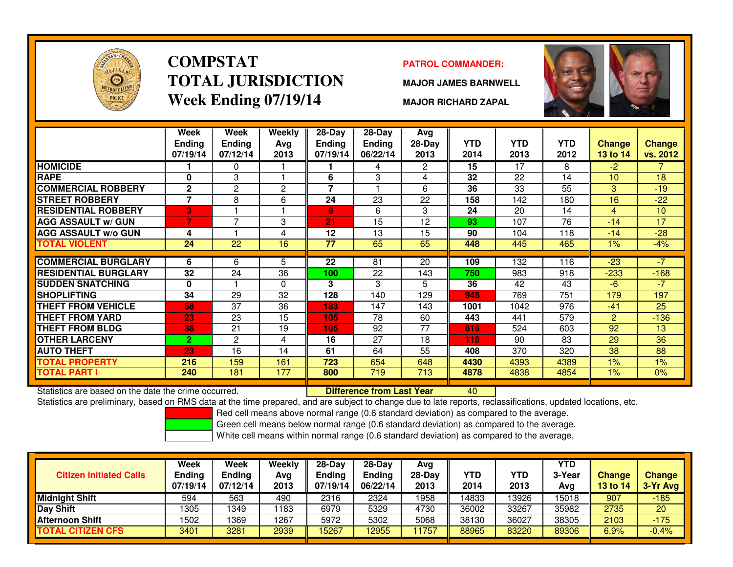# COMPSTAT
# TOTAL JURISDICTION
## Week Ending 07/19/14

**PATROL COMMANDER:**

**MAJOR JAMES BARNWELL**

**MAJOR RICHARD ZAPAL**

| | Week Ending 07/19/14 | Week Ending 07/12/14 | Weekly Avg 2013 | 28-Day Ending 07/19/14 | 28-Day Ending 06/22/14 | Avg 28-Day 2013 | YTD 2014 | YTD 2013 | YTD 2012 | Change 13 to 14 | Change vs. 2012 |
|---|---|---|---|---|---|---|---|---|---|---|---|
| HOMICIDE | 1 | 0 | 1 | 1 | 4 | 2 | 15 | 17 | 8 | -2 | 7 |
| RAPE | 0 | 3 | 1 | 6 | 3 | 4 | 32 | 22 | 14 | 10 | 18 |
| COMMERCIAL ROBBERY | 2 | 2 | 2 | 7 | 1 | 6 | 36 | 33 | 55 | 3 | -19 |
| STREET ROBBERY | 7 | 8 | 6 | 24 | 23 | 22 | 158 | 142 | 180 | 16 | -22 |
| RESIDENTIAL ROBBERY | 3 | 1 | 1 | 6 | 6 | 3 | 24 | 20 | 14 | 4 | 10 |
| AGG ASSAULT w/ GUN | 7 | 7 | 3 | 21 | 15 | 12 | 93 | 107 | 76 | -14 | 17 |
| AGG ASSAULT w/o GUN | 4 | 1 | 4 | 12 | 13 | 15 | 90 | 104 | 118 | -14 | -28 |
| TOTAL VIOLENT | 24 | 22 | 16 | 77 | 65 | 65 | 448 | 445 | 465 | 1% | -4% |
| COMMERCIAL BURGLARY | 6 | 6 | 5 | 22 | 81 | 20 | 109 | 132 | 116 | -23 | -7 |
| RESIDENTIAL BURGLARY | 32 | 24 | 36 | 100 | 22 | 143 | 750 | 983 | 918 | -233 | -168 |
| SUDDEN SNATCHING | 0 | 1 | 0 | 3 | 3 | 5 | 36 | 42 | 43 | -6 | -7 |
| SHOPLIFTING | 34 | 29 | 32 | 128 | 140 | 129 | 948 | 769 | 751 | 179 | 197 |
| THEFT FROM VEHICLE | 58 | 37 | 36 | 183 | 147 | 143 | 1001 | 1042 | 976 | -41 | 25 |
| THEFT FROM YARD | 23 | 23 | 15 | 105 | 78 | 60 | 443 | 441 | 579 | 2 | -136 |
| THEFT FROM BLDG | 38 | 21 | 19 | 105 | 92 | 77 | 616 | 524 | 603 | 92 | 13 |
| OTHER LARCENY | 2 | 2 | 4 | 16 | 27 | 18 | 119 | 90 | 83 | 29 | 36 |
| AUTO THEFT | 23 | 16 | 14 | 61 | 64 | 55 | 408 | 370 | 320 | 38 | 88 |
| TOTAL PROPERTY | 216 | 159 | 161 | 723 | 654 | 648 | 4430 | 4393 | 4389 | 1% | 1% |
| TOTAL PART I | 240 | 181 | 177 | 800 | 719 | 713 | 4878 | 4838 | 4854 | 1% | 0% |

Statistics are based on the date the crime occurred. **Difference from Last Year** 40

Statistics are preliminary, based on RMS data at the time prepared, and are subject to change due to late reports, reclassifications, updated locations, etc.

Red cell means above normal range (0.6 standard deviation) as compared to the average.

Green cell means below normal range (0.6 standard deviation) as compared to the average.

White cell means within normal range (0.6 standard deviation) as compared to the average.

| Citizen Initiated Calls | Week Ending 07/19/14 | Week Ending 07/12/14 | Weekly Avg 2013 | 28-Day Ending 07/19/14 | 28-Day Ending 06/22/14 | Avg 28-Day 2013 | YTD 2014 | YTD 2013 | YTD 3-Year Avg | Change 13 to 14 | Change 3-Yr Avg |
|---|---|---|---|---|---|---|---|---|---|---|---|
| Midnight Shift | 594 | 563 | 490 | 2316 | 2324 | 1958 | 14833 | 13926 | 15018 | 907 | -185 |
| Day Shift | 1305 | 1349 | 1183 | 6979 | 5329 | 4730 | 36002 | 33267 | 35982 | 2735 | 20 |
| Afternoon Shift | 1502 | 1369 | 1267 | 5972 | 5302 | 5068 | 38130 | 36027 | 38305 | 2103 | -175 |
| TOTAL CITIZEN CFS | 3401 | 3281 | 2939 | 15267 | 12955 | 11757 | 88965 | 83220 | 89306 | 6.9% | -0.4% |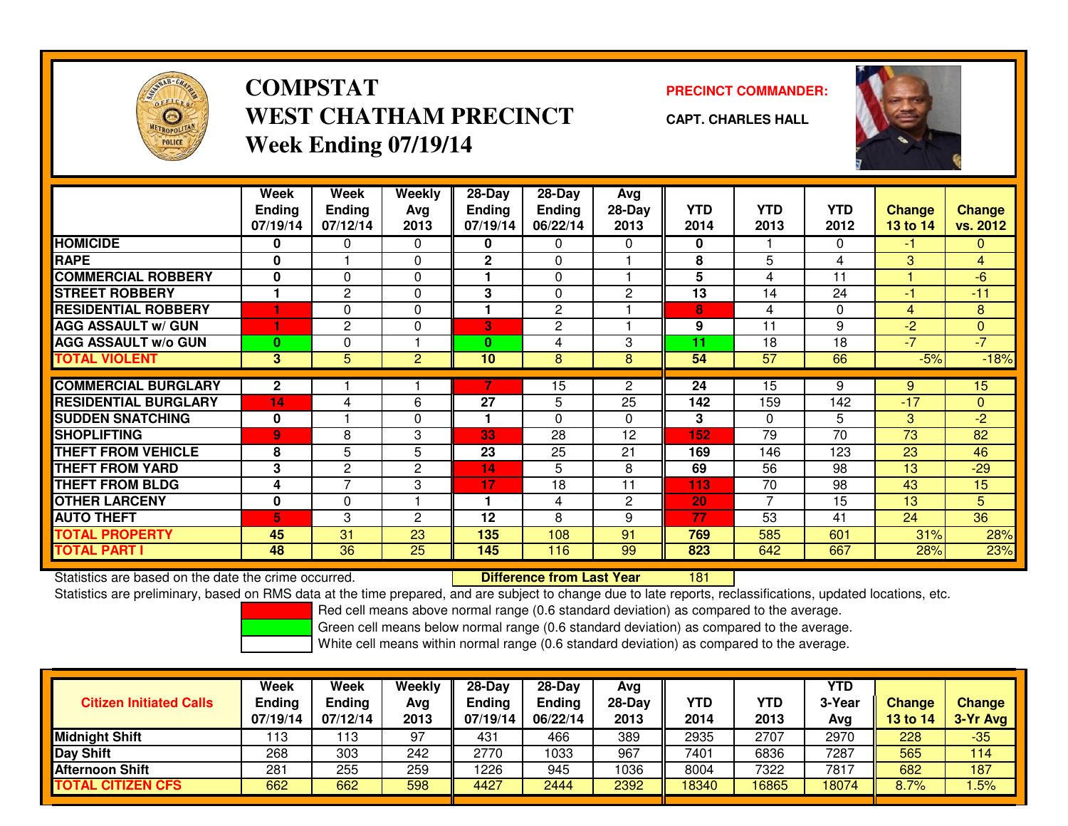# COMPSTAT
# WEST CHATHAM PRECINCT
# Week Ending 07/19/14

**PRECINCT COMMANDER:**

**CAPT. CHARLES HALL**

| | Week Ending 07/19/14 | Week Ending 07/12/14 | Weekly Avg 2013 | 28-Day Ending 07/19/14 | 28-Day Ending 06/22/14 | Avg 28-Day 2013 | YTD 2014 | YTD 2013 | YTD 2012 | Change 13 to 14 | Change vs. 2012 |
|---|---|---|---|---|---|---|---|---|---|---|---|
| HOMICIDE | 0 | 0 | 0 | 0 | 0 | 0 | 0 | 1 | 0 | -1 | 0 |
| RAPE | 0 | 1 | 0 | 2 | 0 | 1 | 8 | 5 | 4 | 3 | 4 |
| COMMERCIAL ROBBERY | 0 | 0 | 0 | 1 | 0 | 1 | 5 | 4 | 11 | 1 | -6 |
| STREET ROBBERY | 1 | 2 | 0 | 3 | 0 | 2 | 13 | 14 | 24 | -1 | -11 |
| RESIDENTIAL ROBBERY | 1 | 0 | 0 | 1 | 2 | 1 | 8 | 4 | 0 | 4 | 8 |
| AGG ASSAULT w/ GUN | 1 | 2 | 0 | 3 | 2 | 1 | 9 | 11 | 9 | -2 | 0 |
| AGG ASSAULT w/o GUN | 0 | 0 | 1 | 0 | 4 | 3 | 11 | 18 | 18 | -7 | -7 |
| TOTAL VIOLENT | 3 | 5 | 2 | 10 | 8 | 8 | 54 | 57 | 66 | -5% | -18% |
| COMMERCIAL BURGLARY | 2 | 1 | 1 | 7 | 15 | 2 | 24 | 15 | 9 | 9 | 15 |
| RESIDENTIAL BURGLARY | 14 | 4 | 6 | 27 | 5 | 25 | 142 | 159 | 142 | -17 | 0 |
| SUDDEN SNATCHING | 0 | 1 | 0 | 1 | 0 | 0 | 3 | 0 | 5 | 3 | -2 |
| SHOPLIFTING | 9 | 8 | 3 | 33 | 28 | 12 | 152 | 79 | 70 | 73 | 82 |
| THEFT FROM VEHICLE | 8 | 5 | 5 | 23 | 25 | 21 | 169 | 146 | 123 | 23 | 46 |
| THEFT FROM YARD | 3 | 2 | 2 | 14 | 5 | 8 | 69 | 56 | 98 | 13 | -29 |
| THEFT FROM BLDG | 4 | 7 | 3 | 17 | 18 | 11 | 113 | 70 | 98 | 43 | 15 |
| OTHER LARCENY | 0 | 0 | 1 | 1 | 4 | 2 | 20 | 7 | 15 | 13 | 5 |
| AUTO THEFT | 5 | 3 | 2 | 12 | 8 | 9 | 77 | 53 | 41 | 24 | 36 |
| TOTAL PROPERTY | 45 | 31 | 23 | 135 | 108 | 91 | 769 | 585 | 601 | 31% | 28% |
| TOTAL PART I | 48 | 36 | 25 | 145 | 116 | 99 | 823 | 642 | 667 | 28% | 23% |

Statistics are based on the date the crime occurred. **Difference from Last Year** 181

Statistics are preliminary, based on RMS data at the time prepared, and are subject to change due to late reports, reclassifications, updated locations, etc.

Red cell means above normal range (0.6 standard deviation) as compared to the average.

Green cell means below normal range (0.6 standard deviation) as compared to the average.

White cell means within normal range (0.6 standard deviation) as compared to the average.

| Citizen Initiated Calls | Week Ending 07/19/14 | Week Ending 07/12/14 | Weekly Avg 2013 | 28-Day Ending 07/19/14 | 28-Day Ending 06/22/14 | Avg 28-Day 2013 | YTD 2014 | YTD 2013 | YTD 3-Year Avg | Change 13 to 14 | Change 3-Yr Avg |
|---|---|---|---|---|---|---|---|---|---|---|---|
| Midnight Shift | 113 | 113 | 97 | 431 | 466 | 389 | 2935 | 2707 | 2970 | 228 | -35 |
| Day Shift | 268 | 303 | 242 | 2770 | 1033 | 967 | 7401 | 6836 | 7287 | 565 | 114 |
| Afternoon Shift | 281 | 255 | 259 | 1226 | 945 | 1036 | 8004 | 7322 | 7817 | 682 | 187 |
| TOTAL CITIZEN CFS | 662 | 662 | 598 | 4427 | 2444 | 2392 | 18340 | 16865 | 18074 | 8.7% | 1.5% |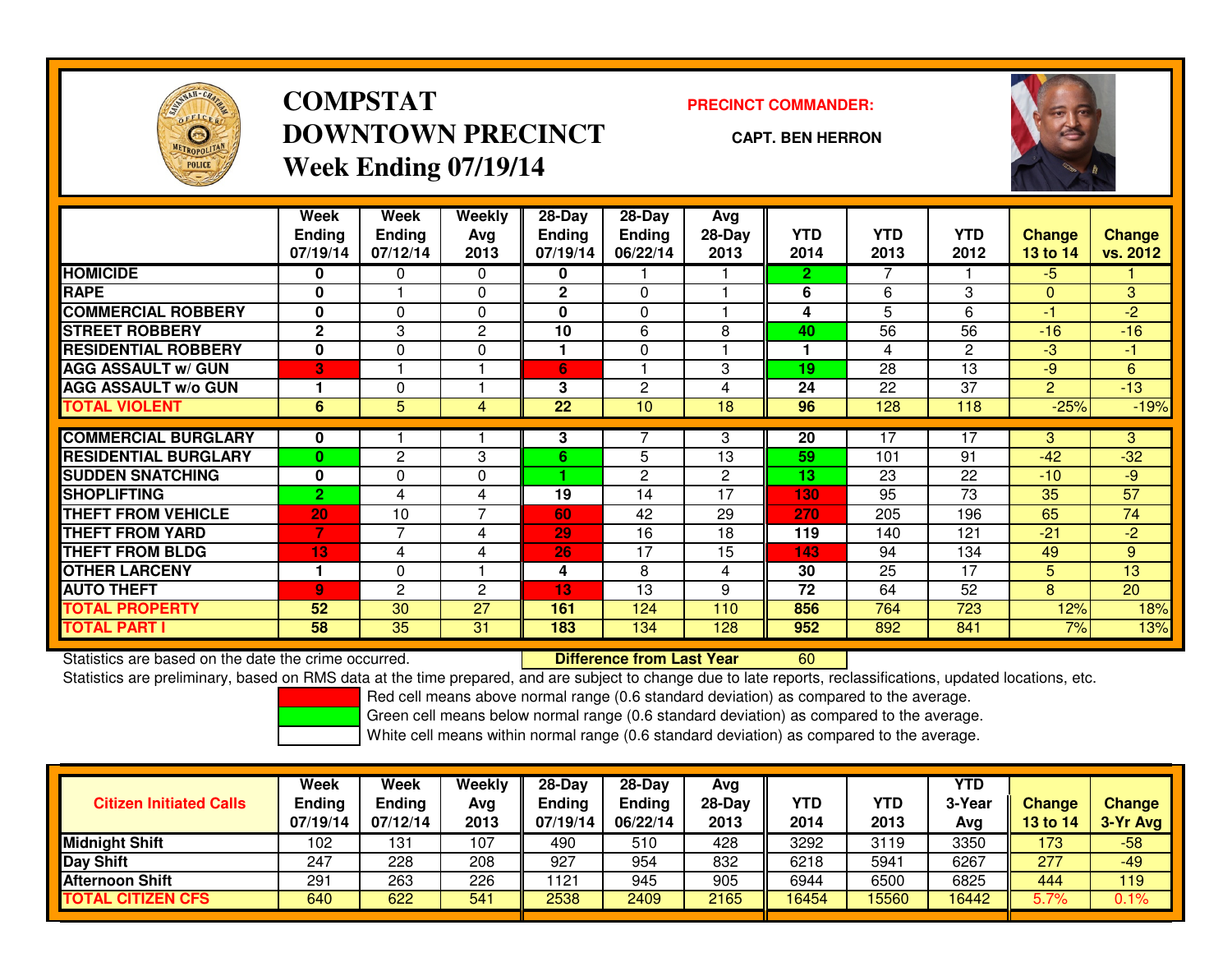# COMPSTAT
# DOWNTOWN PRECINCT
## Week Ending 07/19/14

**PRECINCT COMMANDER:**

**CAPT. BEN HERRON**

| | Week Ending 07/19/14 | Week Ending 07/12/14 | Weekly Avg 2013 | 28-Day Ending 07/19/14 | 28-Day Ending 06/22/14 | Avg 28-Day 2013 | YTD 2014 | YTD 2013 | YTD 2012 | Change 13 to 14 | Change vs. 2012 |
|---|---|---|---|---|---|---|---|---|---|---|---|
| HOMICIDE | 0 | 0 | 0 | 0 | 1 | 1 | 2 | 7 | 1 | -5 | 1 |
| RAPE | 0 | 1 | 0 | 2 | 0 | 1 | 6 | 6 | 3 | 0 | 3 |
| COMMERCIAL ROBBERY | 0 | 0 | 0 | 0 | 0 | 1 | 4 | 5 | 6 | -1 | -2 |
| STREET ROBBERY | 2 | 3 | 2 | 10 | 6 | 8 | 40 | 56 | 56 | -16 | -16 |
| RESIDENTIAL ROBBERY | 0 | 0 | 0 | 1 | 0 | 1 | 1 | 4 | 2 | -3 | -1 |
| AGG ASSAULT w/ GUN | 3 | 1 | 1 | 6 | 1 | 3 | 19 | 28 | 13 | -9 | 6 |
| AGG ASSAULT w/o GUN | 1 | 0 | 1 | 3 | 2 | 4 | 24 | 22 | 37 | 2 | -13 |
| TOTAL VIOLENT | 6 | 5 | 4 | 22 | 10 | 18 | 96 | 128 | 118 | -25% | -19% |
| COMMERCIAL BURGLARY | 0 | 1 | 1 | 3 | 7 | 3 | 20 | 17 | 17 | 3 | 3 |
| RESIDENTIAL BURGLARY | 0 | 2 | 3 | 6 | 5 | 13 | 59 | 101 | 91 | -42 | -32 |
| SUDDEN SNATCHING | 0 | 0 | 0 | 1 | 2 | 2 | 13 | 23 | 22 | -10 | -9 |
| SHOPLIFTING | 2 | 4 | 4 | 19 | 14 | 17 | 130 | 95 | 73 | 35 | 57 |
| THEFT FROM VEHICLE | 20 | 10 | 7 | 60 | 42 | 29 | 270 | 205 | 196 | 65 | 74 |
| THEFT FROM YARD | 7 | 7 | 4 | 29 | 16 | 18 | 119 | 140 | 121 | -21 | -2 |
| THEFT FROM BLDG | 13 | 4 | 4 | 26 | 17 | 15 | 143 | 94 | 134 | 49 | 9 |
| OTHER LARCENY | 1 | 0 | 1 | 4 | 8 | 4 | 30 | 25 | 17 | 5 | 13 |
| AUTO THEFT | 9 | 2 | 2 | 13 | 13 | 9 | 72 | 64 | 52 | 8 | 20 |
| TOTAL PROPERTY | 52 | 30 | 27 | 161 | 124 | 110 | 856 | 764 | 723 | 12% | 18% |
| TOTAL PART I | 58 | 35 | 31 | 183 | 134 | 128 | 952 | 892 | 841 | 7% | 13% |

Statistics are based on the date the crime occurred. **Difference from Last Year** 60

Statistics are preliminary, based on RMS data at the time prepared, and are subject to change due to late reports, reclassifications, updated locations, etc.

Red cell means above normal range (0.6 standard deviation) as compared to the average.
Green cell means below normal range (0.6 standard deviation) as compared to the average.
White cell means within normal range (0.6 standard deviation) as compared to the average.

| Citizen Initiated Calls | Week Ending 07/19/14 | Week Ending 07/12/14 | Weekly Avg 2013 | 28-Day Ending 07/19/14 | 28-Day Ending 06/22/14 | Avg 28-Day 2013 | YTD 2014 | YTD 2013 | YTD 3-Year Avg | Change 13 to 14 | Change 3-Yr Avg |
|---|---|---|---|---|---|---|---|---|---|---|---|
| Midnight Shift | 102 | 131 | 107 | 490 | 510 | 428 | 3292 | 3119 | 3350 | 173 | -58 |
| Day Shift | 247 | 228 | 208 | 927 | 954 | 832 | 6218 | 5941 | 6267 | 277 | -49 |
| Afternoon Shift | 291 | 263 | 226 | 1121 | 945 | 905 | 6944 | 6500 | 6825 | 444 | 119 |
| TOTAL CITIZEN CFS | 640 | 622 | 541 | 2538 | 2409 | 2165 | 16454 | 15560 | 16442 | 5.7% | 0.1% |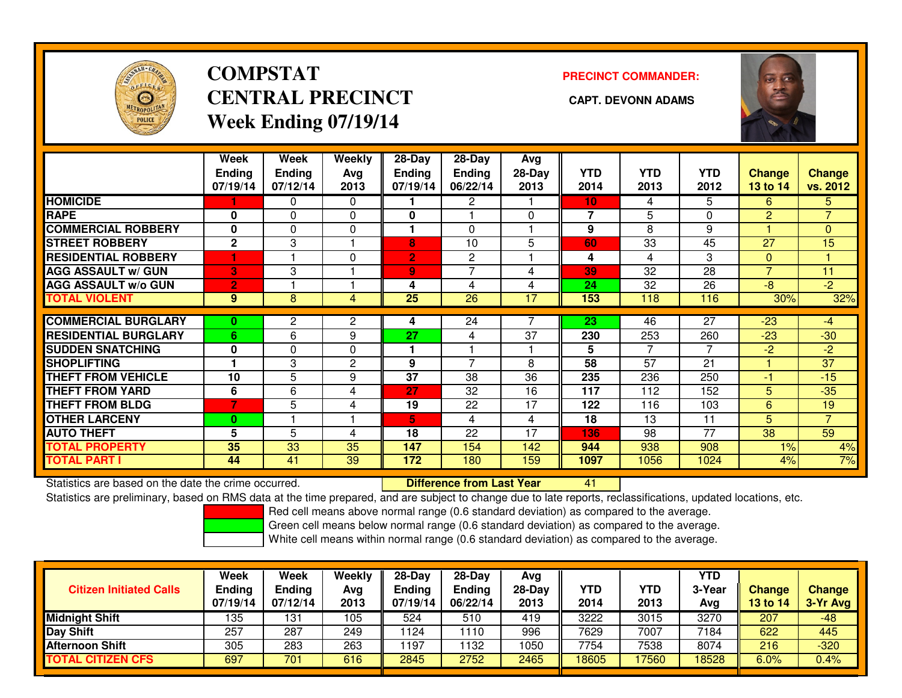# COMPSTAT
# CENTRAL PRECINCT
# Week Ending 07/19/14

**PRECINCT COMMANDER:**

**CAPT. DEVONN ADAMS**

| | Week Ending 07/19/14 | Week Ending 07/12/14 | Weekly Avg 2013 | 28-Day Ending 07/19/14 | 28-Day Ending 06/22/14 | Avg 28-Day 2013 | YTD 2014 | YTD 2013 | YTD 2012 | Change 13 to 14 | Change vs. 2012 |
|---|---|---|---|---|---|---|---|---|---|---|---|
| HOMICIDE | 1 | 0 | 0 | 1 | 2 | 1 | 10 | 4 | 5 | 6 | 5 |
| RAPE | 0 | 0 | 0 | 0 | 1 | 0 | 7 | 5 | 0 | 2 | 7 |
| COMMERCIAL ROBBERY | 0 | 0 | 0 | 1 | 0 | 1 | 9 | 8 | 9 | 1 | 0 |
| STREET ROBBERY | 2 | 3 | 1 | 8 | 10 | 5 | 60 | 33 | 45 | 27 | 15 |
| RESIDENTIAL ROBBERY | 1 | 1 | 0 | 2 | 2 | 1 | 4 | 4 | 3 | 0 | 1 |
| AGG ASSAULT w/ GUN | 3 | 3 | 1 | 9 | 7 | 4 | 39 | 32 | 28 | 7 | 11 |
| AGG ASSAULT w/o GUN | 2 | 1 | 1 | 4 | 4 | 4 | 24 | 32 | 26 | -8 | -2 |
| TOTAL VIOLENT | 9 | 8 | 4 | 25 | 26 | 17 | 153 | 118 | 116 | 30% | 32% |
| COMMERCIAL BURGLARY | 0 | 2 | 2 | 4 | 24 | 7 | 23 | 46 | 27 | -23 | -4 |
| RESIDENTIAL BURGLARY | 6 | 6 | 9 | 27 | 4 | 37 | 230 | 253 | 260 | -23 | -30 |
| SUDDEN SNATCHING | 0 | 0 | 0 | 1 | 1 | 1 | 5 | 7 | 7 | -2 | -2 |
| SHOPLIFTING | 1 | 3 | 2 | 9 | 7 | 8 | 58 | 57 | 21 | 1 | 37 |
| THEFT FROM VEHICLE | 10 | 5 | 9 | 37 | 38 | 36 | 235 | 236 | 250 | -1 | -15 |
| THEFT FROM YARD | 6 | 6 | 4 | 27 | 32 | 16 | 117 | 112 | 152 | 5 | -35 |
| THEFT FROM BLDG | 7 | 5 | 4 | 19 | 22 | 17 | 122 | 116 | 103 | 6 | 19 |
| OTHER LARCENY | 0 | 1 | 1 | 5 | 4 | 4 | 18 | 13 | 11 | 5 | 7 |
| AUTO THEFT | 5 | 5 | 4 | 18 | 22 | 17 | 136 | 98 | 77 | 38 | 59 |
| TOTAL PROPERTY | 35 | 33 | 35 | 147 | 154 | 142 | 944 | 938 | 908 | 1% | 4% |
| TOTAL PART I | 44 | 41 | 39 | 172 | 180 | 159 | 1097 | 1056 | 1024 | 4% | 7% |

Statistics are based on the date the crime occurred. **Difference from Last Year** 41

Statistics are preliminary, based on RMS data at the time prepared, and are subject to change due to late reports, reclassifications, updated locations, etc.

Red cell means above normal range (0.6 standard deviation) as compared to the average.
Green cell means below normal range (0.6 standard deviation) as compared to the average.
White cell means within normal range (0.6 standard deviation) as compared to the average.

| Citizen Initiated Calls | Week Ending 07/19/14 | Week Ending 07/12/14 | Weekly Avg 2013 | 28-Day Ending 07/19/14 | 28-Day Ending 06/22/14 | Avg 28-Day 2013 | YTD 2014 | YTD 2013 | YTD 3-Year Avg | Change 13 to 14 | Change 3-Yr Avg |
|---|---|---|---|---|---|---|---|---|---|---|---|
| Midnight Shift | 135 | 131 | 105 | 524 | 510 | 419 | 3222 | 3015 | 3270 | 207 | -48 |
| Day Shift | 257 | 287 | 249 | 1124 | 1110 | 996 | 7629 | 7007 | 7184 | 622 | 445 |
| Afternoon Shift | 305 | 283 | 263 | 1197 | 1132 | 1050 | 7754 | 7538 | 8074 | 216 | -320 |
| TOTAL CITIZEN CFS | 697 | 701 | 616 | 2845 | 2752 | 2465 | 18605 | 17560 | 18528 | 6.0% | 0.4% |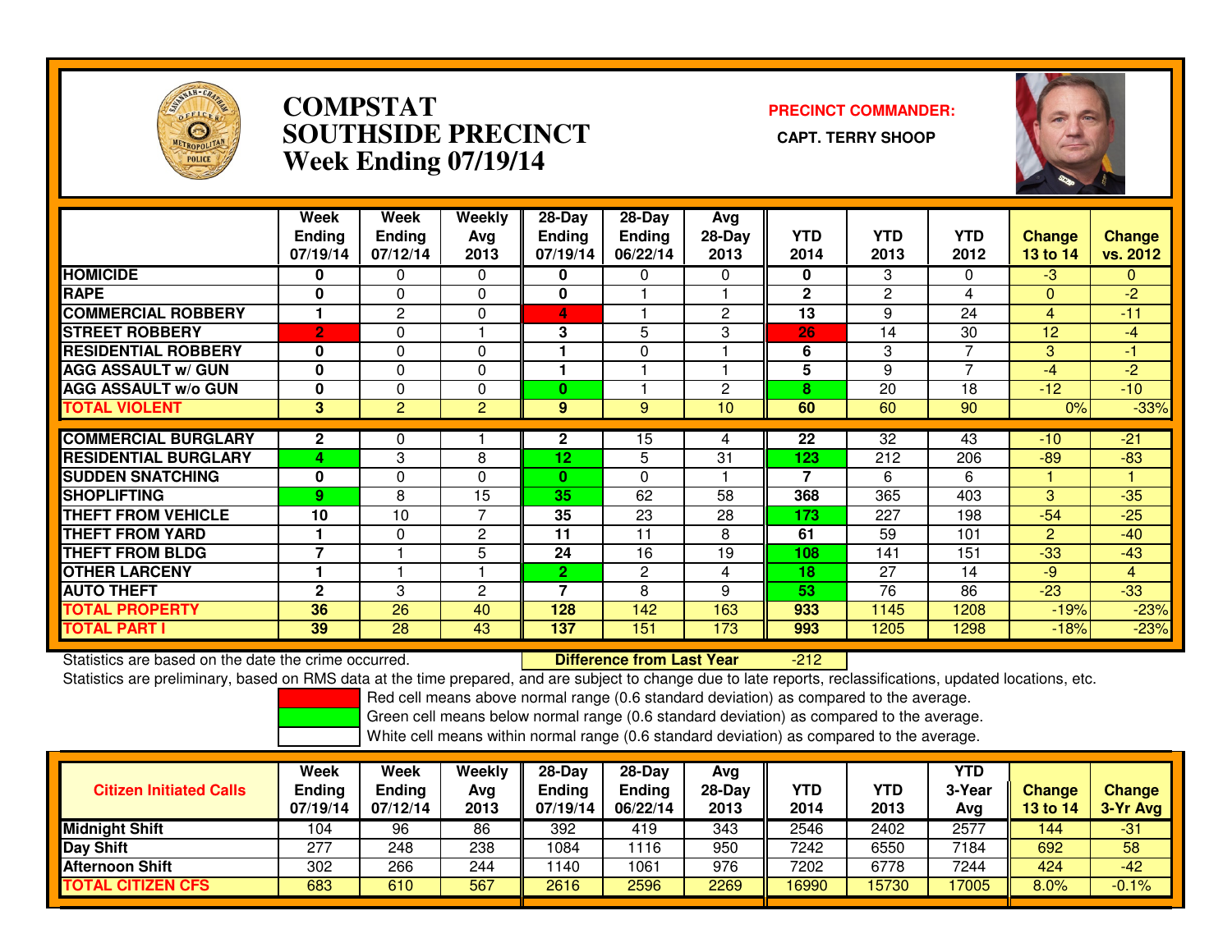# COMPSTAT
# SOUTHSIDE PRECINCT
## Week Ending 07/19/14

**PRECINCT COMMANDER:**

**CAPT. TERRY SHOOP**

| | Week Ending 07/19/14 | Week Ending 07/12/14 | Weekly Avg 2013 | 28-Day Ending 07/19/14 | 28-Day Ending 06/22/14 | Avg 28-Day 2013 | YTD 2014 | YTD 2013 | YTD 2012 | Change 13 to 14 | Change vs. 2012 |
|---|---|---|---|---|---|---|---|---|---|---|---|
| HOMICIDE | 0 | 0 | 0 | 0 | 0 | 0 | 0 | 3 | 0 | -3 | 0 |
| RAPE | 0 | 0 | 0 | 0 | 1 | 1 | 2 | 2 | 4 | 0 | -2 |
| COMMERCIAL ROBBERY | 1 | 2 | 0 | 4 | 1 | 2 | 13 | 9 | 24 | 4 | -11 |
| STREET ROBBERY | 2 | 0 | 1 | 3 | 5 | 3 | 26 | 14 | 30 | 12 | -4 |
| RESIDENTIAL ROBBERY | 0 | 0 | 0 | 1 | 0 | 1 | 6 | 3 | 7 | 3 | -1 |
| AGG ASSAULT w/ GUN | 0 | 0 | 0 | 1 | 1 | 1 | 5 | 9 | 7 | -4 | -2 |
| AGG ASSAULT w/o GUN | 0 | 0 | 0 | 0 | 1 | 2 | 8 | 20 | 18 | -12 | -10 |
| TOTAL VIOLENT | 3 | 2 | 2 | 9 | 9 | 10 | 60 | 60 | 90 | 0% | -33% |
| COMMERCIAL BURGLARY | 2 | 0 | 1 | 2 | 15 | 4 | 22 | 32 | 43 | -10 | -21 |
| RESIDENTIAL BURGLARY | 4 | 3 | 8 | 12 | 5 | 31 | 123 | 212 | 206 | -89 | -83 |
| SUDDEN SNATCHING | 0 | 0 | 0 | 0 | 0 | 1 | 7 | 6 | 6 | 1 | 1 |
| SHOPLIFTING | 9 | 8 | 15 | 35 | 62 | 58 | 368 | 365 | 403 | 3 | -35 |
| THEFT FROM VEHICLE | 10 | 10 | 7 | 35 | 23 | 28 | 173 | 227 | 198 | -54 | -25 |
| THEFT FROM YARD | 1 | 0 | 2 | 11 | 11 | 8 | 61 | 59 | 101 | 2 | -40 |
| THEFT FROM BLDG | 7 | 1 | 5 | 24 | 16 | 19 | 108 | 141 | 151 | -33 | -43 |
| OTHER LARCENY | 1 | 1 | 1 | 2 | 2 | 4 | 18 | 27 | 14 | -9 | 4 |
| AUTO THEFT | 2 | 3 | 2 | 7 | 8 | 9 | 53 | 76 | 86 | -23 | -33 |
| TOTAL PROPERTY | 36 | 26 | 40 | 128 | 142 | 163 | 933 | 1145 | 1208 | -19% | -23% |
| TOTAL PART I | 39 | 28 | 43 | 137 | 151 | 173 | 993 | 1205 | 1298 | -18% | -23% |

Statistics are based on the date the crime occurred. **Difference from Last Year** -212

Statistics are preliminary, based on RMS data at the time prepared, and are subject to change due to late reports, reclassifications, updated locations, etc.

Red cell means above normal range (0.6 standard deviation) as compared to the average.

Green cell means below normal range (0.6 standard deviation) as compared to the average.

White cell means within normal range (0.6 standard deviation) as compared to the average.

| Citizen Initiated Calls | Week Ending 07/19/14 | Week Ending 07/12/14 | Weekly Avg 2013 | 28-Day Ending 07/19/14 | 28-Day Ending 06/22/14 | Avg 28-Day 2013 | YTD 2014 | YTD 2013 | YTD 3-Year Avg | Change 13 to 14 | Change 3-Yr Avg |
|---|---|---|---|---|---|---|---|---|---|---|---|
| Midnight Shift | 104 | 96 | 86 | 392 | 419 | 343 | 2546 | 2402 | 2577 | 144 | -31 |
| Day Shift | 277 | 248 | 238 | 1084 | 1116 | 950 | 7242 | 6550 | 7184 | 692 | 58 |
| Afternoon Shift | 302 | 266 | 244 | 1140 | 1061 | 976 | 7202 | 6778 | 7244 | 424 | -42 |
| TOTAL CITIZEN CFS | 683 | 610 | 567 | 2616 | 2596 | 2269 | 16990 | 15730 | 17005 | 8.0% | -0.1% |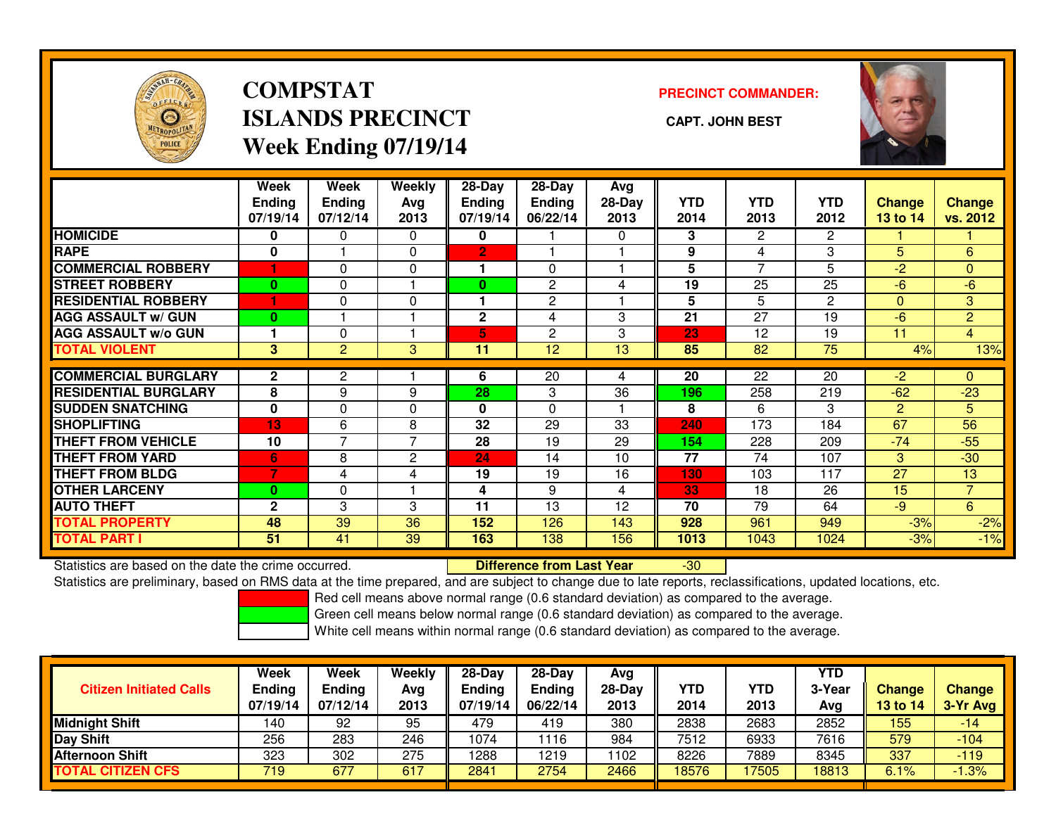# COMPSTAT
# ISLANDS PRECINCT
## Week Ending 07/19/14

**PRECINCT COMMANDER:**

**CAPT. JOHN BEST**

| | Week Ending 07/19/14 | Week Ending 07/12/14 | Weekly Avg 2013 | 28-Day Ending 07/19/14 | 28-Day Ending 06/22/14 | Avg 28-Day 2013 | YTD 2014 | YTD 2013 | YTD 2012 | Change 13 to 14 | Change vs. 2012 |
|---|---|---|---|---|---|---|---|---|---|---|---|
| HOMICIDE | 0 | 0 | 0 | 0 | 1 | 0 | 3 | 2 | 2 | 1 | 1 |
| RAPE | 0 | 1 | 0 | 2 | 1 | 1 | 9 | 4 | 3 | 5 | 6 |
| COMMERCIAL ROBBERY | 1 | 0 | 0 | 1 | 0 | 1 | 5 | 7 | 5 | -2 | 0 |
| STREET ROBBERY | 0 | 0 | 1 | 0 | 2 | 4 | 19 | 25 | 25 | -6 | -6 |
| RESIDENTIAL ROBBERY | 1 | 0 | 0 | 1 | 2 | 1 | 5 | 5 | 2 | 0 | 3 |
| AGG ASSAULT w/ GUN | 0 | 1 | 1 | 2 | 4 | 3 | 21 | 27 | 19 | -6 | 2 |
| AGG ASSAULT w/o GUN | 1 | 0 | 1 | 5 | 2 | 3 | 23 | 12 | 19 | 11 | 4 |
| TOTAL VIOLENT | 3 | 2 | 3 | 11 | 12 | 13 | 85 | 82 | 75 | 4% | 13% |
| COMMERCIAL BURGLARY | 2 | 2 | 1 | 6 | 20 | 4 | 20 | 22 | 20 | -2 | 0 |
| RESIDENTIAL BURGLARY | 8 | 9 | 9 | 28 | 3 | 36 | 196 | 258 | 219 | -62 | -23 |
| SUDDEN SNATCHING | 0 | 0 | 0 | 0 | 0 | 1 | 8 | 6 | 3 | 2 | 5 |
| SHOPLIFTING | 13 | 6 | 8 | 32 | 29 | 33 | 240 | 173 | 184 | 67 | 56 |
| THEFT FROM VEHICLE | 10 | 7 | 7 | 28 | 19 | 29 | 154 | 228 | 209 | -74 | -55 |
| THEFT FROM YARD | 6 | 8 | 2 | 24 | 14 | 10 | 77 | 74 | 107 | 3 | -30 |
| THEFT FROM BLDG | 7 | 4 | 4 | 19 | 19 | 16 | 130 | 103 | 117 | 27 | 13 |
| OTHER LARCENY | 0 | 0 | 1 | 4 | 9 | 4 | 33 | 18 | 26 | 15 | 7 |
| AUTO THEFT | 2 | 3 | 3 | 11 | 13 | 12 | 70 | 79 | 64 | -9 | 6 |
| TOTAL PROPERTY | 48 | 39 | 36 | 152 | 126 | 143 | 928 | 961 | 949 | -3% | -2% |
| TOTAL PART I | 51 | 41 | 39 | 163 | 138 | 156 | 1013 | 1043 | 1024 | -3% | -1% |

Statistics are based on the date the crime occurred.

**Difference from Last Year** -30

Statistics are preliminary, based on RMS data at the time prepared, and are subject to change due to late reports, reclassifications, updated locations, etc.

Red cell means above normal range (0.6 standard deviation) as compared to the average.

Green cell means below normal range (0.6 standard deviation) as compared to the average.

White cell means within normal range (0.6 standard deviation) as compared to the average.

| Citizen Initiated Calls | Week Ending 07/19/14 | Week Ending 07/12/14 | Weekly Avg 2013 | 28-Day Ending 07/19/14 | 28-Day Ending 06/22/14 | Avg 28-Day 2013 | YTD 2014 | YTD 2013 | YTD 3-Year Avg | Change 13 to 14 | Change 3-Yr Avg |
|---|---|---|---|---|---|---|---|---|---|---|---|
| Midnight Shift | 140 | 92 | 95 | 479 | 419 | 380 | 2838 | 2683 | 2852 | 155 | -14 |
| Day Shift | 256 | 283 | 246 | 1074 | 1116 | 984 | 7512 | 6933 | 7616 | 579 | -104 |
| Afternoon Shift | 323 | 302 | 275 | 1288 | 1219 | 1102 | 8226 | 7889 | 8345 | 337 | -119 |
| TOTAL CITIZEN CFS | 719 | 677 | 617 | 2841 | 2754 | 2466 | 18576 | 17505 | 18813 | 6.1% | -1.3% |